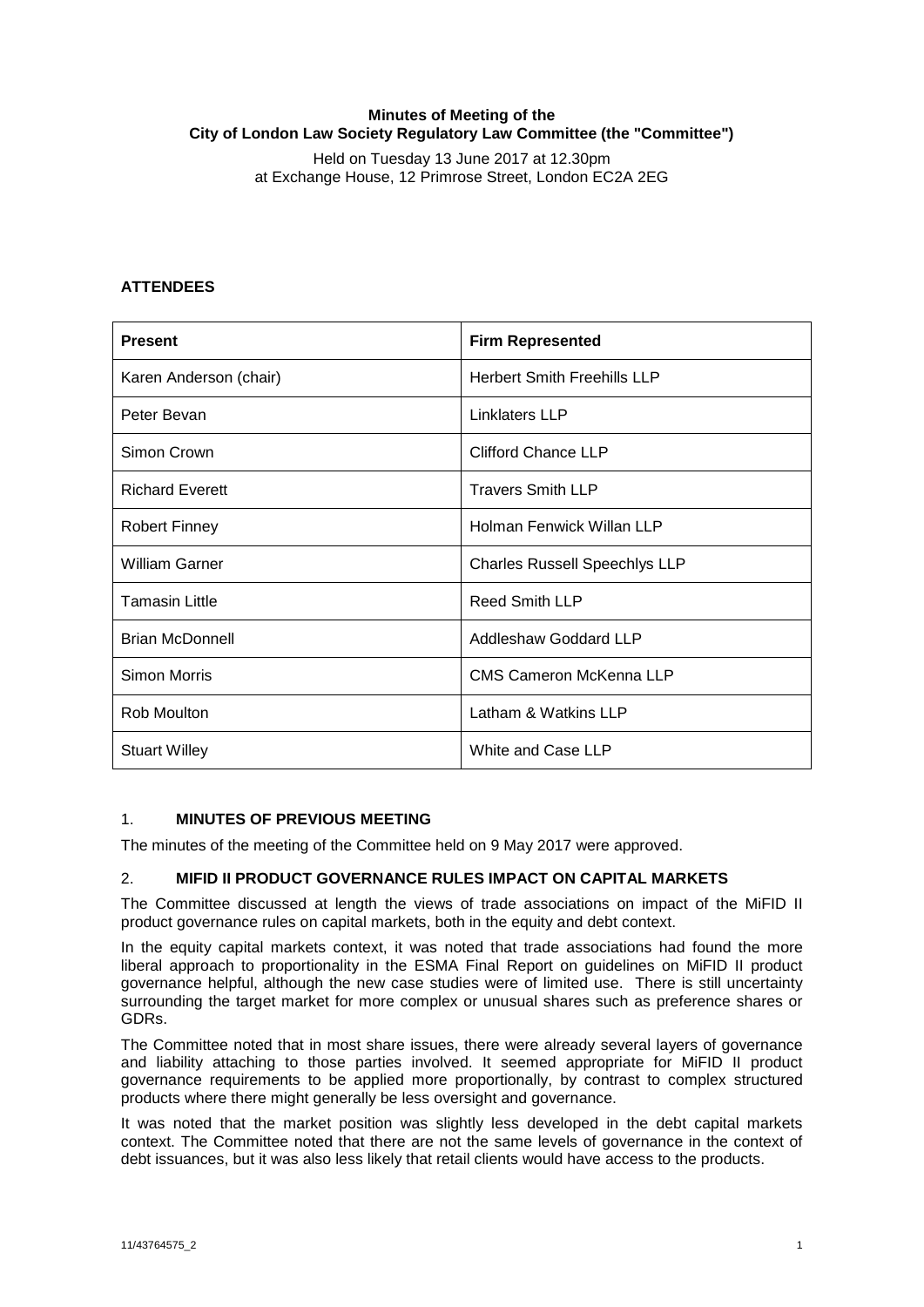**Minutes of Meeting of the**
**City of London Law Society Regulatory Law Committee (the "Committee")**

Held on Tuesday 13 June 2017 at 12.30pm
at Exchange House, 12 Primrose Street, London EC2A 2EG

**ATTENDEES**

| **Present** | **Firm Represented** |
|---|---|
| Karen Anderson (chair) | Herbert Smith Freehills LLP |
| Peter Bevan | Linklaters LLP |
| Simon Crown | Clifford Chance LLP |
| Richard Everett | Travers Smith LLP |
| Robert Finney | Holman Fenwick Willan LLP |
| William Garner | Charles Russell Speechlys LLP |
| Tamasin Little | Reed Smith LLP |
| Brian McDonnell | Addleshaw Goddard LLP |
| Simon Morris | CMS Cameron McKenna LLP |
| Rob Moulton | Latham & Watkins LLP |
| Stuart Willey | White and Case LLP |

1. **MINUTES OF PREVIOUS MEETING**

The minutes of the meeting of the Committee held on 9 May 2017 were approved.

2. **MIFID II PRODUCT GOVERNANCE RULES IMPACT ON CAPITAL MARKETS**

The Committee discussed at length the views of trade associations on impact of the MiFID II product governance rules on capital markets, both in the equity and debt context.

In the equity capital markets context, it was noted that trade associations had found the more liberal approach to proportionality in the ESMA Final Report on guidelines on MiFID II product governance helpful, although the new case studies were of limited use. There is still uncertainty surrounding the target market for more complex or unusual shares such as preference shares or GDRs.

The Committee noted that in most share issues, there were already several layers of governance and liability attaching to those parties involved. It seemed appropriate for MiFID II product governance requirements to be applied more proportionally, by contrast to complex structured products where there might generally be less oversight and governance.

It was noted that the market position was slightly less developed in the debt capital markets context. The Committee noted that there are not the same levels of governance in the context of debt issuances, but it was also less likely that retail clients would have access to the products.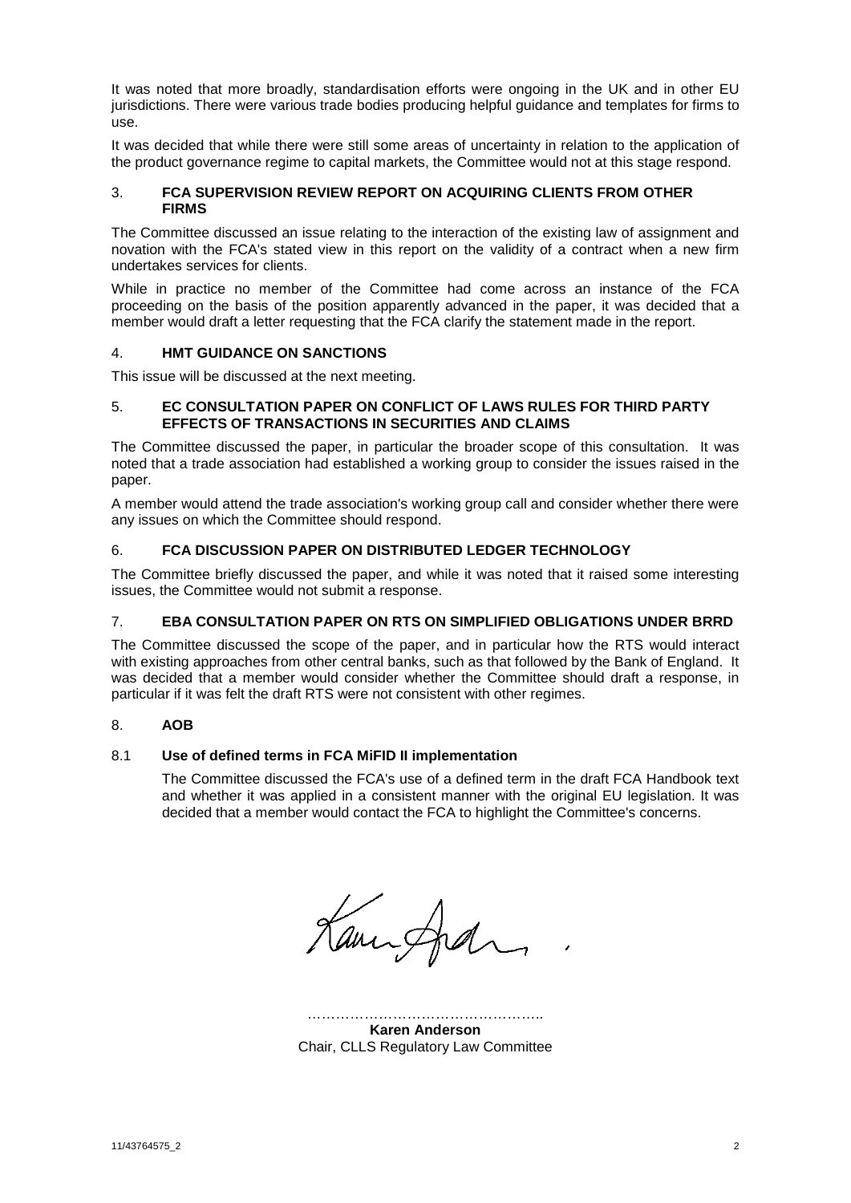It was noted that more broadly, standardisation efforts were ongoing in the UK and in other EU jurisdictions. There were various trade bodies producing helpful guidance and templates for firms to use.

It was decided that while there were still some areas of uncertainty in relation to the application of the product governance regime to capital markets, the Committee would not at this stage respond.

## 3. FCA SUPERVISION REVIEW REPORT ON ACQUIRING CLIENTS FROM OTHER FIRMS

The Committee discussed an issue relating to the interaction of the existing law of assignment and novation with the FCA's stated view in this report on the validity of a contract when a new firm undertakes services for clients.

While in practice no member of the Committee had come across an instance of the FCA proceeding on the basis of the position apparently advanced in the paper, it was decided that a member would draft a letter requesting that the FCA clarify the statement made in the report.

## 4. HMT GUIDANCE ON SANCTIONS

This issue will be discussed at the next meeting.

## 5. EC CONSULTATION PAPER ON CONFLICT OF LAWS RULES FOR THIRD PARTY EFFECTS OF TRANSACTIONS IN SECURITIES AND CLAIMS

The Committee discussed the paper, in particular the broader scope of this consultation. It was noted that a trade association had established a working group to consider the issues raised in the paper.

A member would attend the trade association's working group call and consider whether there were any issues on which the Committee should respond.

## 6. FCA DISCUSSION PAPER ON DISTRIBUTED LEDGER TECHNOLOGY

The Committee briefly discussed the paper, and while it was noted that it raised some interesting issues, the Committee would not submit a response.

## 7. EBA CONSULTATION PAPER ON RTS ON SIMPLIFIED OBLIGATIONS UNDER BRRD

The Committee discussed the scope of the paper, and in particular how the RTS would interact with existing approaches from other central banks, such as that followed by the Bank of England. It was decided that a member would consider whether the Committee should draft a response, in particular if it was felt the draft RTS were not consistent with other regimes.

## 8. AOB

### 8.1 Use of defined terms in FCA MiFID II implementation

The Committee discussed the FCA's use of a defined term in the draft FCA Handbook text and whether it was applied in a consistent manner with the original EU legislation. It was decided that a member would contact the FCA to highlight the Committee's concerns.

…………………………………………..

**Karen Anderson**
Chair, CLLS Regulatory Law Committee

11/43764575_2